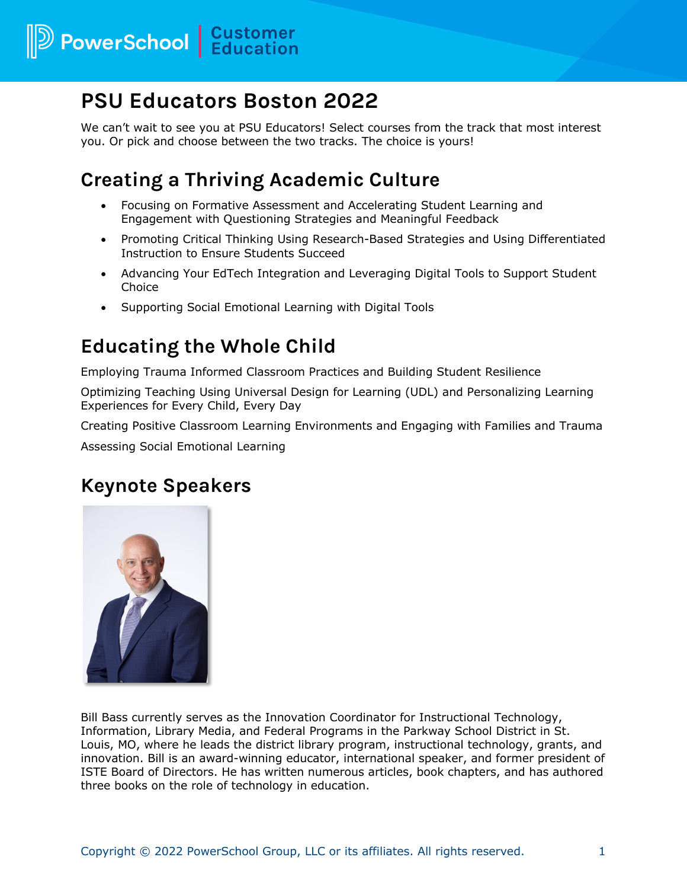# PSU Educators Boston 2022

We can't wait to see you at PSU Educators! Select courses from the track that most interest you. Or pick and choose between the two tracks. The choice is yours!

## Creating a Thriving Academic Culture

- Focusing on Formative Assessment and Accelerating Student Learning and Engagement with Questioning Strategies and Meaningful Feedback
- Promoting Critical Thinking Using Research-Based Strategies and Using Differentiated Instruction to Ensure Students Succeed
- Advancing Your EdTech Integration and Leveraging Digital Tools to Support Student Choice
- Supporting Social Emotional Learning with Digital Tools

## Educating the Whole Child

Employing Trauma Informed Classroom Practices and Building Student Resilience

Optimizing Teaching Using Universal Design for Learning (UDL) and Personalizing Learning Experiences for Every Child, Every Day

Creating Positive Classroom Learning Environments and Engaging with Families and Trauma

Assessing Social Emotional Learning

## Keynote Speakers

Bill Bass currently serves as the Innovation Coordinator for Instructional Technology, Information, Library Media, and Federal Programs in the Parkway School District in St. Louis, MO, where he leads the district library program, instructional technology, grants, and innovation. Bill is an award-winning educator, international speaker, and former president of ISTE Board of Directors. He has written numerous articles, book chapters, and has authored three books on the role of technology in education.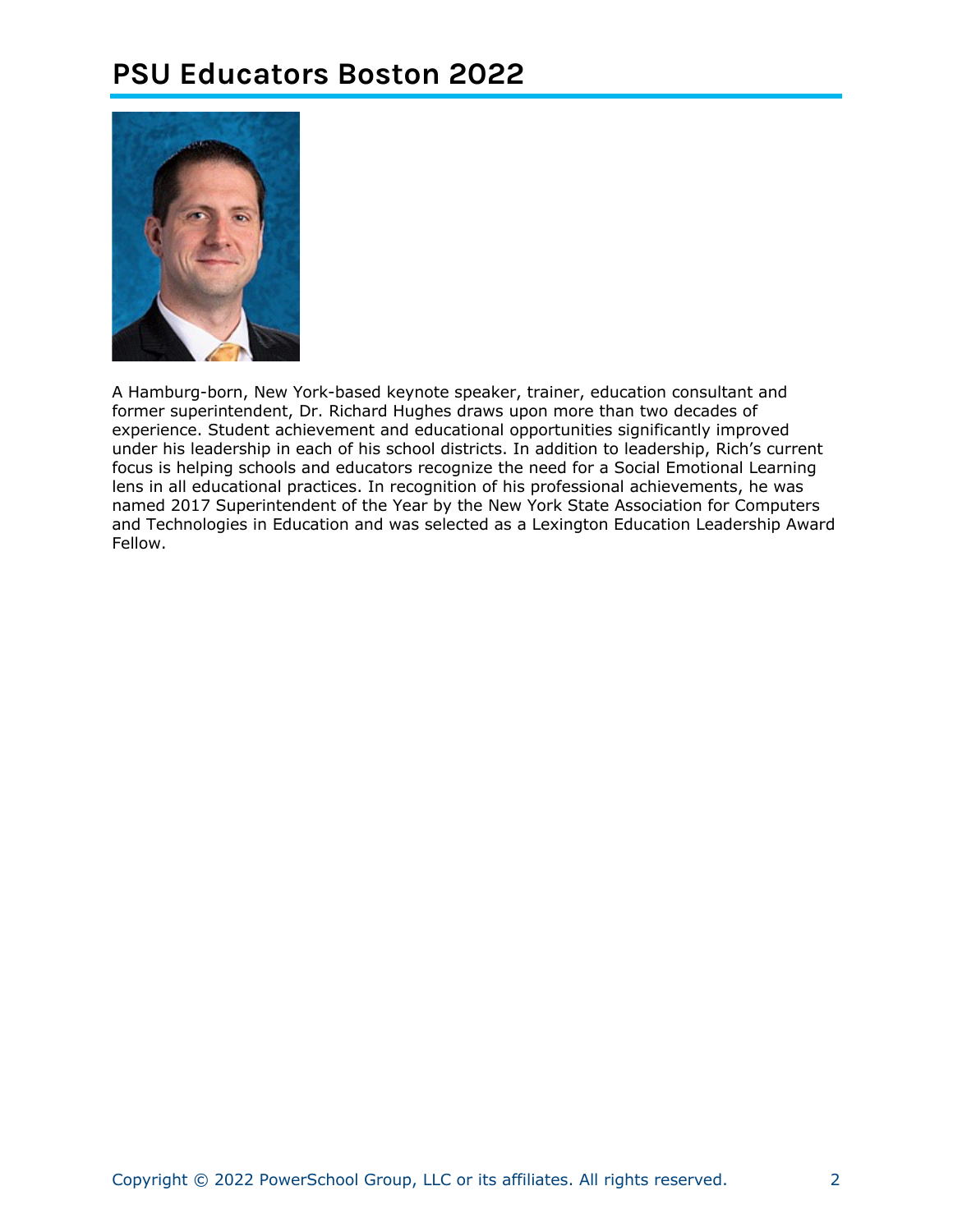# PSU Educators Boston 2022

A Hamburg-born, New York-based keynote speaker, trainer, education consultant and former superintendent, Dr. Richard Hughes draws upon more than two decades of experience. Student achievement and educational opportunities significantly improved under his leadership in each of his school districts. In addition to leadership, Rich's current focus is helping schools and educators recognize the need for a Social Emotional Learning lens in all educational practices. In recognition of his professional achievements, he was named 2017 Superintendent of the Year by the New York State Association for Computers and Technologies in Education and was selected as a Lexington Education Leadership Award Fellow.

Copyright © 2022 PowerSchool Group, LLC or its affiliates. All rights reserved.